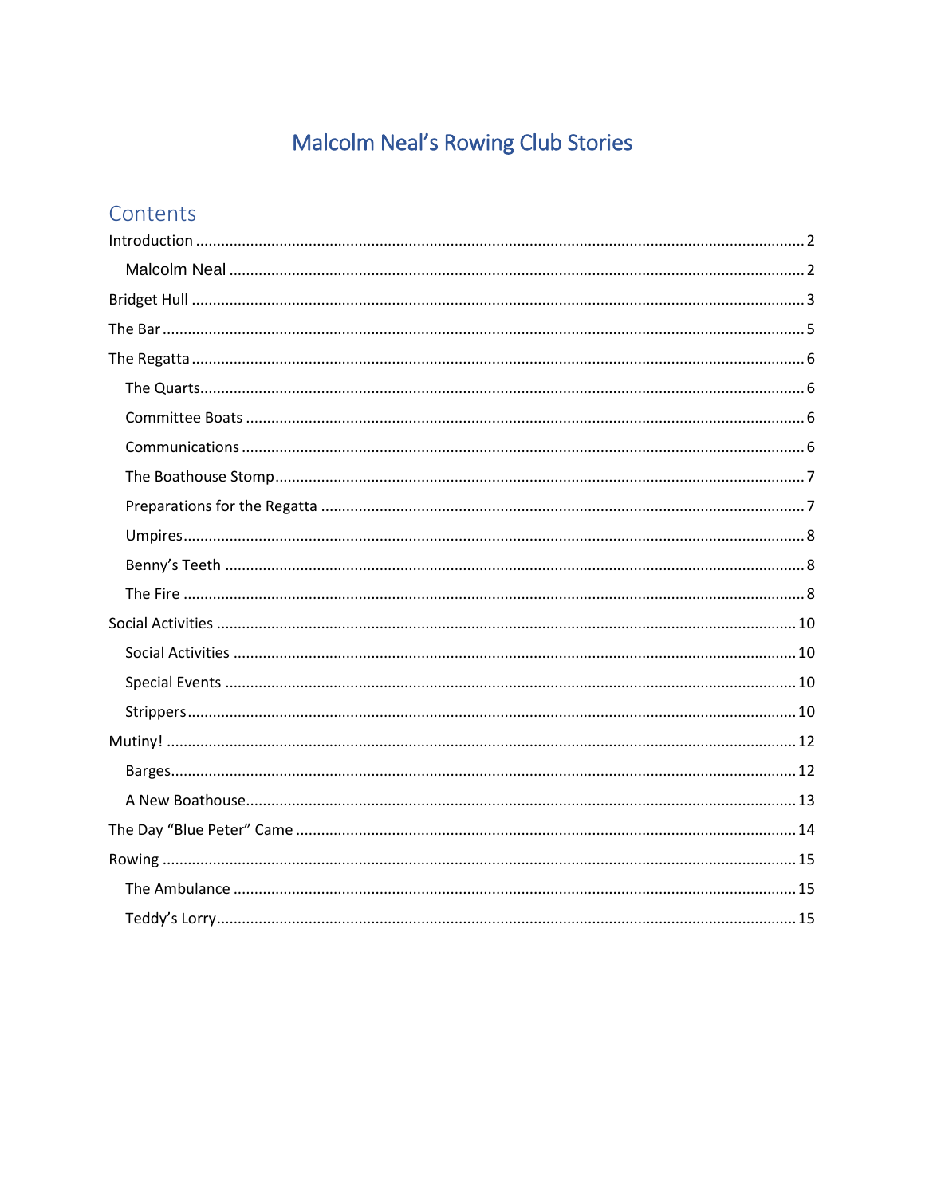# Malcolm Neal's Rowing Club Stories

## Contents

Introduction ..... 2
- Malcolm Neal ..... 2

Bridget Hull ..... 3

The Bar ..... 5

The Regatta ..... 6
- The Quarts ..... 6
- Committee Boats ..... 6
- Communications ..... 6
- The Boathouse Stomp ..... 7
- Preparations for the Regatta ..... 7
- Umpires ..... 8
- Benny's Teeth ..... 8
- The Fire ..... 8

Social Activities ..... 10
- Social Activities ..... 10
- Special Events ..... 10
- Strippers ..... 10

Mutiny! ..... 12
- Barges ..... 12
- A New Boathouse ..... 13

The Day "Blue Peter" Came ..... 14

Rowing ..... 15
- The Ambulance ..... 15
- Teddy's Lorry ..... 15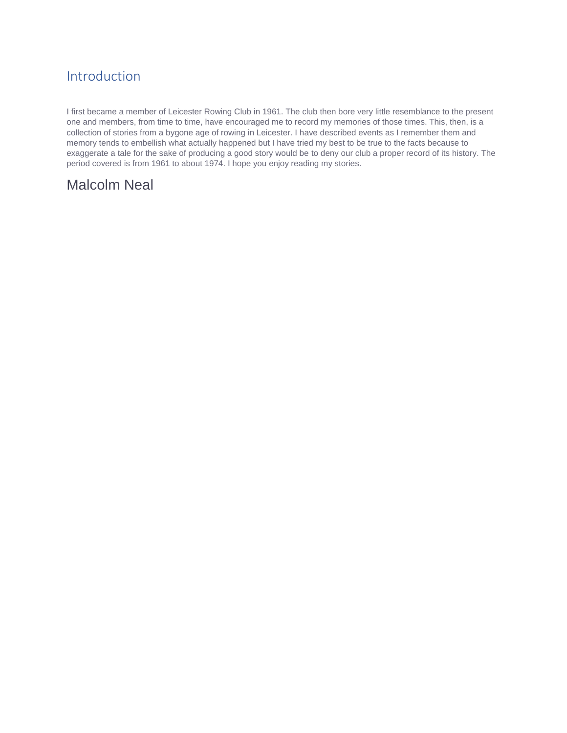## Introduction

I first became a member of Leicester Rowing Club in 1961. The club then bore very little resemblance to the present one and members, from time to time, have encouraged me to record my memories of those times. This, then, is a collection of stories from a bygone age of rowing in Leicester. I have described events as I remember them and memory tends to embellish what actually happened but I have tried my best to be true to the facts because to exaggerate a tale for the sake of producing a good story would be to deny our club a proper record of its history. The period covered is from 1961 to about 1974. I hope you enjoy reading my stories.

Malcolm Neal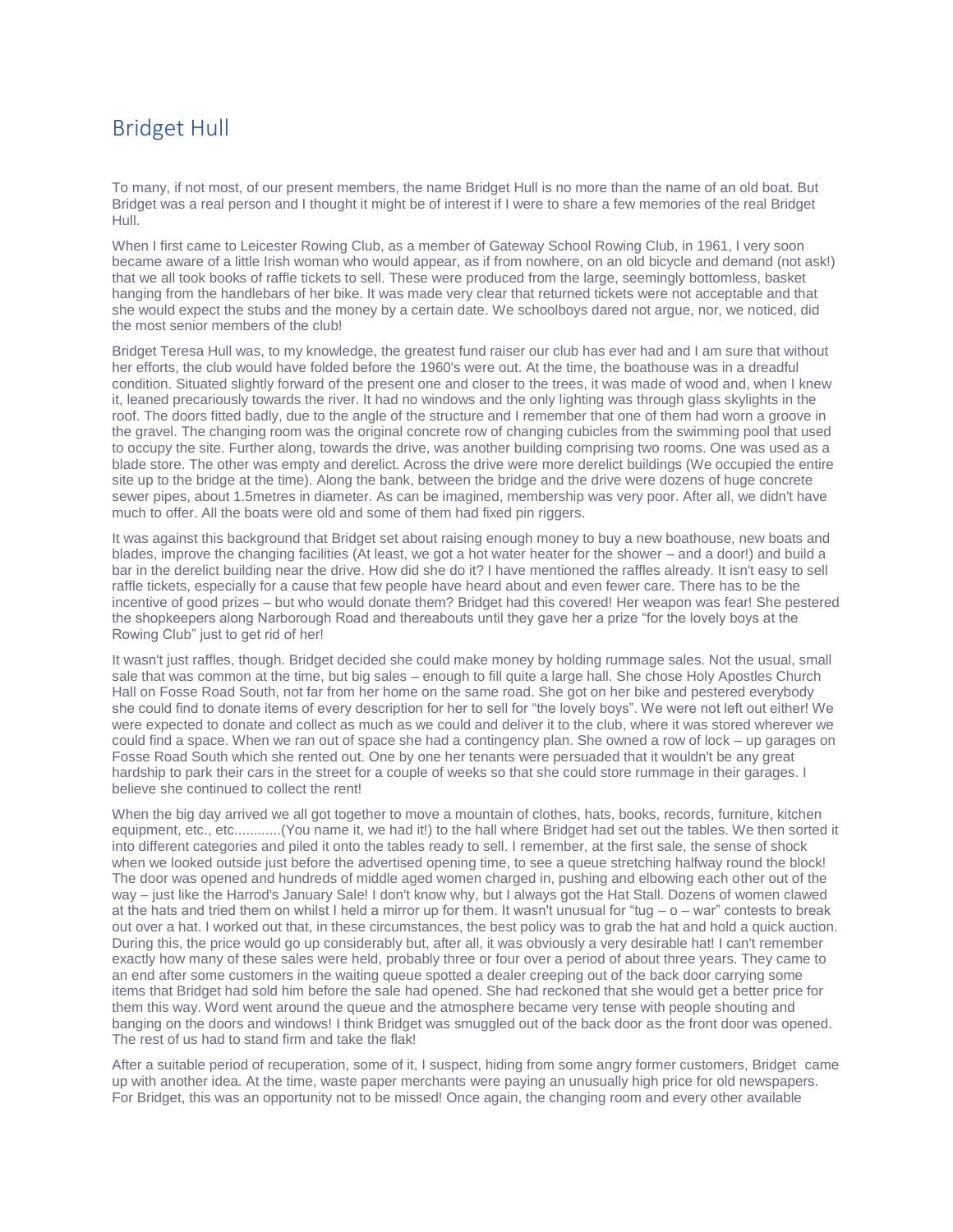## Bridget Hull

To many, if not most, of our present members, the name Bridget Hull is no more than the name of an old boat. But Bridget was a real person and I thought it might be of interest if I were to share a few memories of the real Bridget Hull.

When I first came to Leicester Rowing Club, as a member of Gateway School Rowing Club, in 1961, I very soon became aware of a little Irish woman who would appear, as if from nowhere, on an old bicycle and demand (not ask!) that we all took books of raffle tickets to sell. These were produced from the large, seemingly bottomless, basket hanging from the handlebars of her bike. It was made very clear that returned tickets were not acceptable and that she would expect the stubs and the money by a certain date. We schoolboys dared not argue, nor, we noticed, did the most senior members of the club!

Bridget Teresa Hull was, to my knowledge, the greatest fund raiser our club has ever had and I am sure that without her efforts, the club would have folded before the 1960's were out. At the time, the boathouse was in a dreadful condition. Situated slightly forward of the present one and closer to the trees, it was made of wood and, when I knew it, leaned precariously towards the river. It had no windows and the only lighting was through glass skylights in the roof. The doors fitted badly, due to the angle of the structure and I remember that one of them had worn a groove in the gravel. The changing room was the original concrete row of changing cubicles from the swimming pool that used to occupy the site. Further along, towards the drive, was another building comprising two rooms. One was used as a blade store. The other was empty and derelict. Across the drive were more derelict buildings (We occupied the entire site up to the bridge at the time). Along the bank, between the bridge and the drive were dozens of huge concrete sewer pipes, about 1.5metres in diameter. As can be imagined, membership was very poor. After all, we didn't have much to offer. All the boats were old and some of them had fixed pin riggers.

It was against this background that Bridget set about raising enough money to buy a new boathouse, new boats and blades, improve the changing facilities (At least, we got a hot water heater for the shower – and a door!) and build a bar in the derelict building near the drive. How did she do it? I have mentioned the raffles already. It isn't easy to sell raffle tickets, especially for a cause that few people have heard about and even fewer care. There has to be the incentive of good prizes – but who would donate them? Bridget had this covered! Her weapon was fear! She pestered the shopkeepers along Narborough Road and thereabouts until they gave her a prize "for the lovely boys at the Rowing Club" just to get rid of her!

It wasn't just raffles, though. Bridget decided she could make money by holding rummage sales. Not the usual, small sale that was common at the time, but big sales – enough to fill quite a large hall. She chose Holy Apostles Church Hall on Fosse Road South, not far from her home on the same road. She got on her bike and pestered everybody she could find to donate items of every description for her to sell for "the lovely boys". We were not left out either! We were expected to donate and collect as much as we could and deliver it to the club, where it was stored wherever we could find a space. When we ran out of space she had a contingency plan. She owned a row of lock – up garages on Fosse Road South which she rented out. One by one her tenants were persuaded that it wouldn't be any great hardship to park their cars in the street for a couple of weeks so that she could store rummage in their garages. I believe she continued to collect the rent!

When the big day arrived we all got together to move a mountain of clothes, hats, books, records, furniture, kitchen equipment, etc., etc............(You name it, we had it!) to the hall where Bridget had set out the tables. We then sorted it into different categories and piled it onto the tables ready to sell. I remember, at the first sale, the sense of shock when we looked outside just before the advertised opening time, to see a queue stretching halfway round the block! The door was opened and hundreds of middle aged women charged in, pushing and elbowing each other out of the way – just like the Harrod's January Sale! I don't know why, but I always got the Hat Stall. Dozens of women clawed at the hats and tried them on whilst I held a mirror up for them. It wasn't unusual for "tug – o – war" contests to break out over a hat. I worked out that, in these circumstances, the best policy was to grab the hat and hold a quick auction. During this, the price would go up considerably but, after all, it was obviously a very desirable hat! I can't remember exactly how many of these sales were held, probably three or four over a period of about three years. They came to an end after some customers in the waiting queue spotted a dealer creeping out of the back door carrying some items that Bridget had sold him before the sale had opened. She had reckoned that she would get a better price for them this way. Word went around the queue and the atmosphere became very tense with people shouting and banging on the doors and windows! I think Bridget was smuggled out of the back door as the front door was opened. The rest of us had to stand firm and take the flak!

After a suitable period of recuperation, some of it, I suspect, hiding from some angry former customers, Bridget came up with another idea. At the time, waste paper merchants were paying an unusually high price for old newspapers. For Bridget, this was an opportunity not to be missed! Once again, the changing room and every other available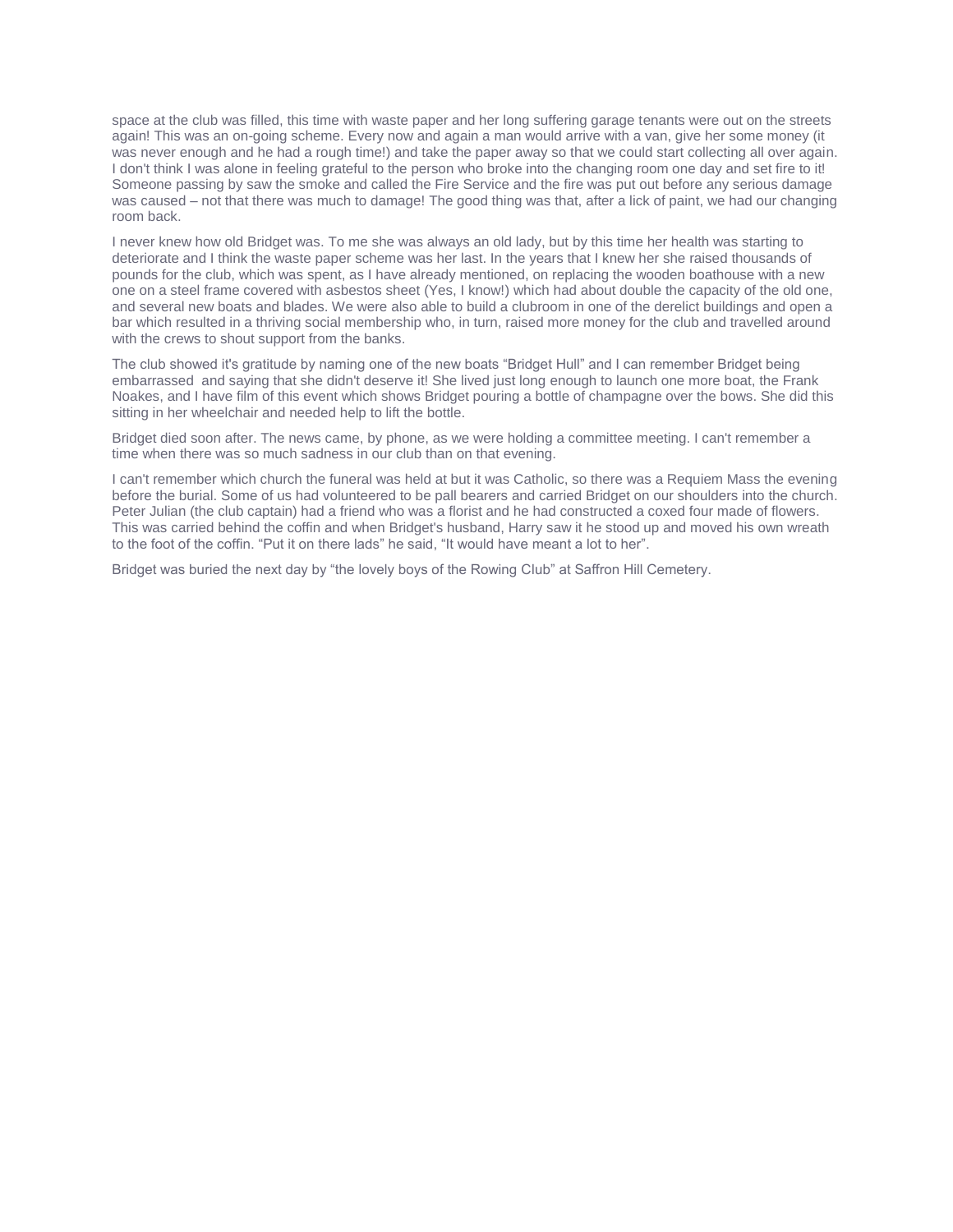space at the club was filled, this time with waste paper and her long suffering garage tenants were out on the streets again! This was an on-going scheme. Every now and again a man would arrive with a van, give her some money (it was never enough and he had a rough time!) and take the paper away so that we could start collecting all over again. I don't think I was alone in feeling grateful to the person who broke into the changing room one day and set fire to it! Someone passing by saw the smoke and called the Fire Service and the fire was put out before any serious damage was caused – not that there was much to damage! The good thing was that, after a lick of paint, we had our changing room back.

I never knew how old Bridget was. To me she was always an old lady, but by this time her health was starting to deteriorate and I think the waste paper scheme was her last. In the years that I knew her she raised thousands of pounds for the club, which was spent, as I have already mentioned, on replacing the wooden boathouse with a new one on a steel frame covered with asbestos sheet (Yes, I know!) which had about double the capacity of the old one, and several new boats and blades. We were also able to build a clubroom in one of the derelict buildings and open a bar which resulted in a thriving social membership who, in turn, raised more money for the club and travelled around with the crews to shout support from the banks.

The club showed it's gratitude by naming one of the new boats "Bridget Hull" and I can remember Bridget being embarrassed and saying that she didn't deserve it! She lived just long enough to launch one more boat, the Frank Noakes, and I have film of this event which shows Bridget pouring a bottle of champagne over the bows. She did this sitting in her wheelchair and needed help to lift the bottle.

Bridget died soon after. The news came, by phone, as we were holding a committee meeting. I can't remember a time when there was so much sadness in our club than on that evening.

I can't remember which church the funeral was held at but it was Catholic, so there was a Requiem Mass the evening before the burial. Some of us had volunteered to be pall bearers and carried Bridget on our shoulders into the church. Peter Julian (the club captain) had a friend who was a florist and he had constructed a coxed four made of flowers. This was carried behind the coffin and when Bridget's husband, Harry saw it he stood up and moved his own wreath to the foot of the coffin. "Put it on there lads" he said, "It would have meant a lot to her".

Bridget was buried the next day by "the lovely boys of the Rowing Club" at Saffron Hill Cemetery.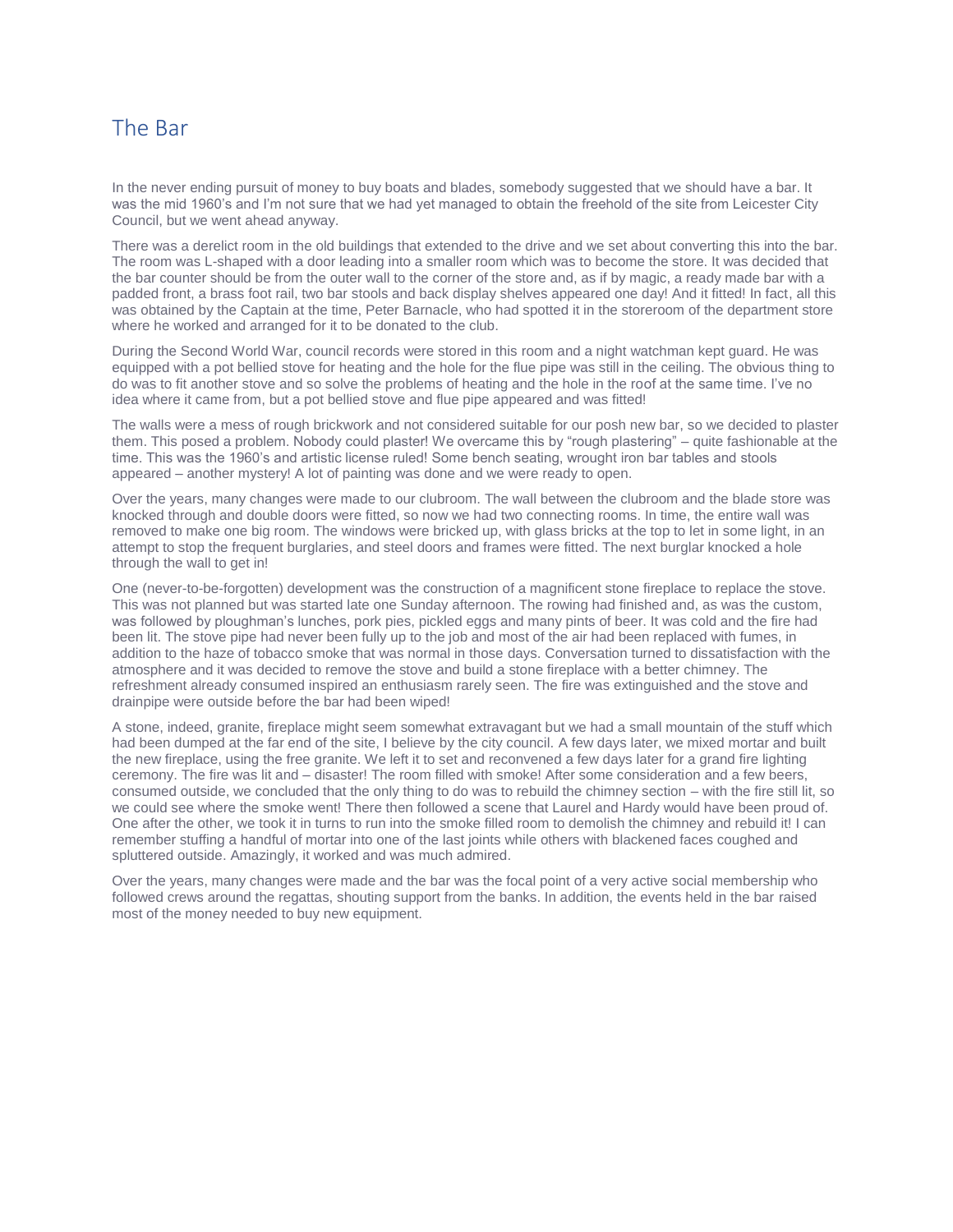## The Bar

In the never ending pursuit of money to buy boats and blades, somebody suggested that we should have a bar. It was the mid 1960's and I'm not sure that we had yet managed to obtain the freehold of the site from Leicester City Council, but we went ahead anyway.

There was a derelict room in the old buildings that extended to the drive and we set about converting this into the bar. The room was L-shaped with a door leading into a smaller room which was to become the store. It was decided that the bar counter should be from the outer wall to the corner of the store and, as if by magic, a ready made bar with a padded front, a brass foot rail, two bar stools and back display shelves appeared one day! And it fitted! In fact, all this was obtained by the Captain at the time, Peter Barnacle, who had spotted it in the storeroom of the department store where he worked and arranged for it to be donated to the club.

During the Second World War, council records were stored in this room and a night watchman kept guard. He was equipped with a pot bellied stove for heating and the hole for the flue pipe was still in the ceiling. The obvious thing to do was to fit another stove and so solve the problems of heating and the hole in the roof at the same time. I've no idea where it came from, but a pot bellied stove and flue pipe appeared and was fitted!

The walls were a mess of rough brickwork and not considered suitable for our posh new bar, so we decided to plaster them. This posed a problem. Nobody could plaster! We overcame this by "rough plastering" – quite fashionable at the time. This was the 1960's and artistic license ruled! Some bench seating, wrought iron bar tables and stools appeared – another mystery! A lot of painting was done and we were ready to open.

Over the years, many changes were made to our clubroom. The wall between the clubroom and the blade store was knocked through and double doors were fitted, so now we had two connecting rooms. In time, the entire wall was removed to make one big room. The windows were bricked up, with glass bricks at the top to let in some light, in an attempt to stop the frequent burglaries, and steel doors and frames were fitted. The next burglar knocked a hole through the wall to get in!

One (never-to-be-forgotten) development was the construction of a magnificent stone fireplace to replace the stove. This was not planned but was started late one Sunday afternoon. The rowing had finished and, as was the custom, was followed by ploughman's lunches, pork pies, pickled eggs and many pints of beer. It was cold and the fire had been lit. The stove pipe had never been fully up to the job and most of the air had been replaced with fumes, in addition to the haze of tobacco smoke that was normal in those days. Conversation turned to dissatisfaction with the atmosphere and it was decided to remove the stove and build a stone fireplace with a better chimney. The refreshment already consumed inspired an enthusiasm rarely seen. The fire was extinguished and the stove and drainpipe were outside before the bar had been wiped!

A stone, indeed, granite, fireplace might seem somewhat extravagant but we had a small mountain of the stuff which had been dumped at the far end of the site, I believe by the city council. A few days later, we mixed mortar and built the new fireplace, using the free granite. We left it to set and reconvened a few days later for a grand fire lighting ceremony. The fire was lit and – disaster! The room filled with smoke! After some consideration and a few beers, consumed outside, we concluded that the only thing to do was to rebuild the chimney section – with the fire still lit, so we could see where the smoke went! There then followed a scene that Laurel and Hardy would have been proud of. One after the other, we took it in turns to run into the smoke filled room to demolish the chimney and rebuild it! I can remember stuffing a handful of mortar into one of the last joints while others with blackened faces coughed and spluttered outside. Amazingly, it worked and was much admired.

Over the years, many changes were made and the bar was the focal point of a very active social membership who followed crews around the regattas, shouting support from the banks. In addition, the events held in the bar raised most of the money needed to buy new equipment.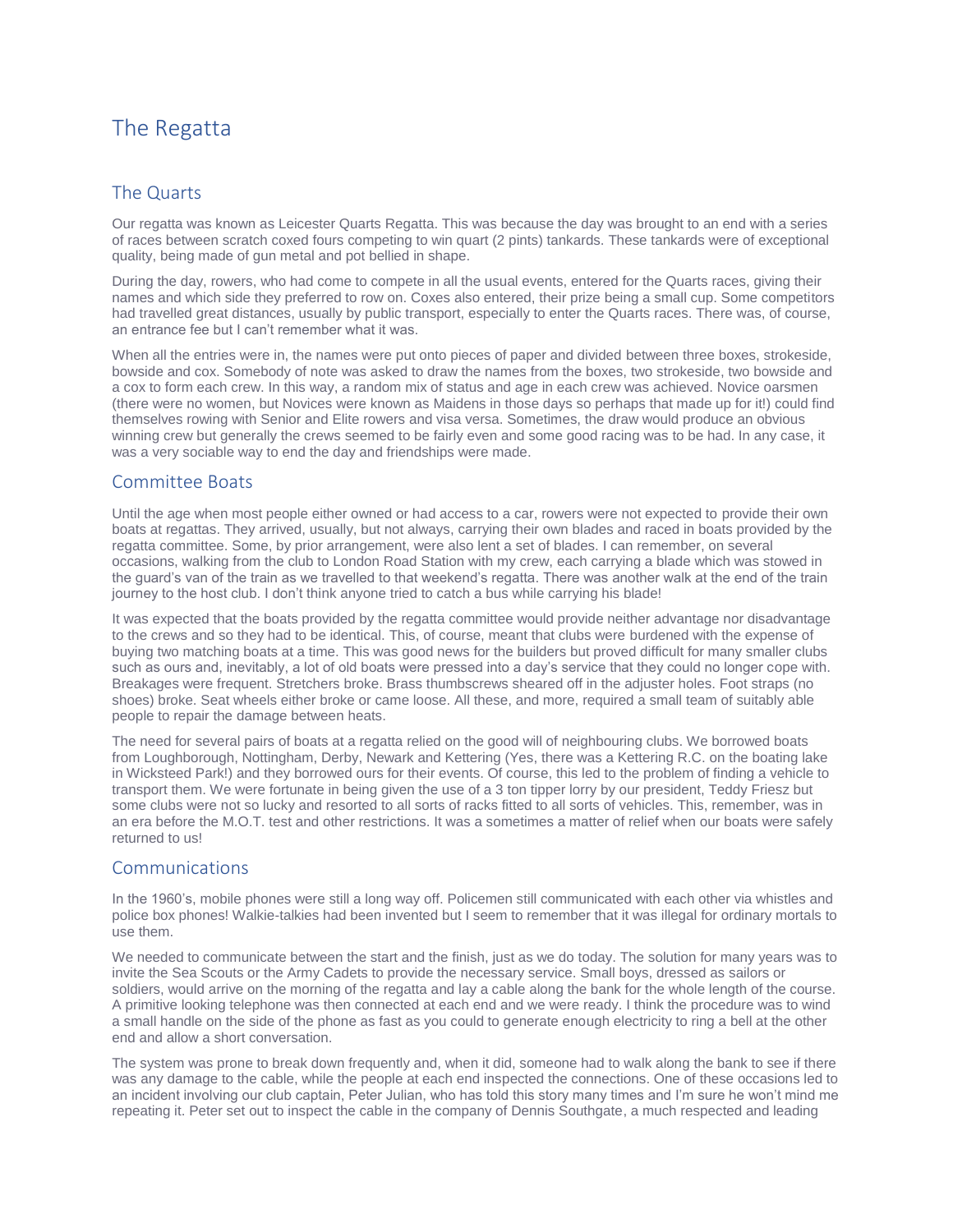# The Regatta

## The Quarts

Our regatta was known as Leicester Quarts Regatta. This was because the day was brought to an end with a series of races between scratch coxed fours competing to win quart (2 pints) tankards. These tankards were of exceptional quality, being made of gun metal and pot bellied in shape.

During the day, rowers, who had come to compete in all the usual events, entered for the Quarts races, giving their names and which side they preferred to row on. Coxes also entered, their prize being a small cup. Some competitors had travelled great distances, usually by public transport, especially to enter the Quarts races. There was, of course, an entrance fee but I can't remember what it was.

When all the entries were in, the names were put onto pieces of paper and divided between three boxes, strokeside, bowside and cox. Somebody of note was asked to draw the names from the boxes, two strokeside, two bowside and a cox to form each crew. In this way, a random mix of status and age in each crew was achieved. Novice oarsmen (there were no women, but Novices were known as Maidens in those days so perhaps that made up for it!) could find themselves rowing with Senior and Elite rowers and visa versa. Sometimes, the draw would produce an obvious winning crew but generally the crews seemed to be fairly even and some good racing was to be had. In any case, it was a very sociable way to end the day and friendships were made.

## Committee Boats

Until the age when most people either owned or had access to a car, rowers were not expected to provide their own boats at regattas. They arrived, usually, but not always, carrying their own blades and raced in boats provided by the regatta committee. Some, by prior arrangement, were also lent a set of blades. I can remember, on several occasions, walking from the club to London Road Station with my crew, each carrying a blade which was stowed in the guard's van of the train as we travelled to that weekend's regatta. There was another walk at the end of the train journey to the host club. I don't think anyone tried to catch a bus while carrying his blade!

It was expected that the boats provided by the regatta committee would provide neither advantage nor disadvantage to the crews and so they had to be identical. This, of course, meant that clubs were burdened with the expense of buying two matching boats at a time. This was good news for the builders but proved difficult for many smaller clubs such as ours and, inevitably, a lot of old boats were pressed into a day's service that they could no longer cope with. Breakages were frequent. Stretchers broke. Brass thumbscrews sheared off in the adjuster holes. Foot straps (no shoes) broke. Seat wheels either broke or came loose. All these, and more, required a small team of suitably able people to repair the damage between heats.

The need for several pairs of boats at a regatta relied on the good will of neighbouring clubs. We borrowed boats from Loughborough, Nottingham, Derby, Newark and Kettering (Yes, there was a Kettering R.C. on the boating lake in Wicksteed Park!) and they borrowed ours for their events. Of course, this led to the problem of finding a vehicle to transport them. We were fortunate in being given the use of a 3 ton tipper lorry by our president, Teddy Friesz but some clubs were not so lucky and resorted to all sorts of racks fitted to all sorts of vehicles. This, remember, was in an era before the M.O.T. test and other restrictions. It was a sometimes a matter of relief when our boats were safely returned to us!

## Communications

In the 1960's, mobile phones were still a long way off. Policemen still communicated with each other via whistles and police box phones! Walkie-talkies had been invented but I seem to remember that it was illegal for ordinary mortals to use them.

We needed to communicate between the start and the finish, just as we do today. The solution for many years was to invite the Sea Scouts or the Army Cadets to provide the necessary service. Small boys, dressed as sailors or soldiers, would arrive on the morning of the regatta and lay a cable along the bank for the whole length of the course. A primitive looking telephone was then connected at each end and we were ready. I think the procedure was to wind a small handle on the side of the phone as fast as you could to generate enough electricity to ring a bell at the other end and allow a short conversation.

The system was prone to break down frequently and, when it did, someone had to walk along the bank to see if there was any damage to the cable, while the people at each end inspected the connections. One of these occasions led to an incident involving our club captain, Peter Julian, who has told this story many times and I'm sure he won't mind me repeating it. Peter set out to inspect the cable in the company of Dennis Southgate, a much respected and leading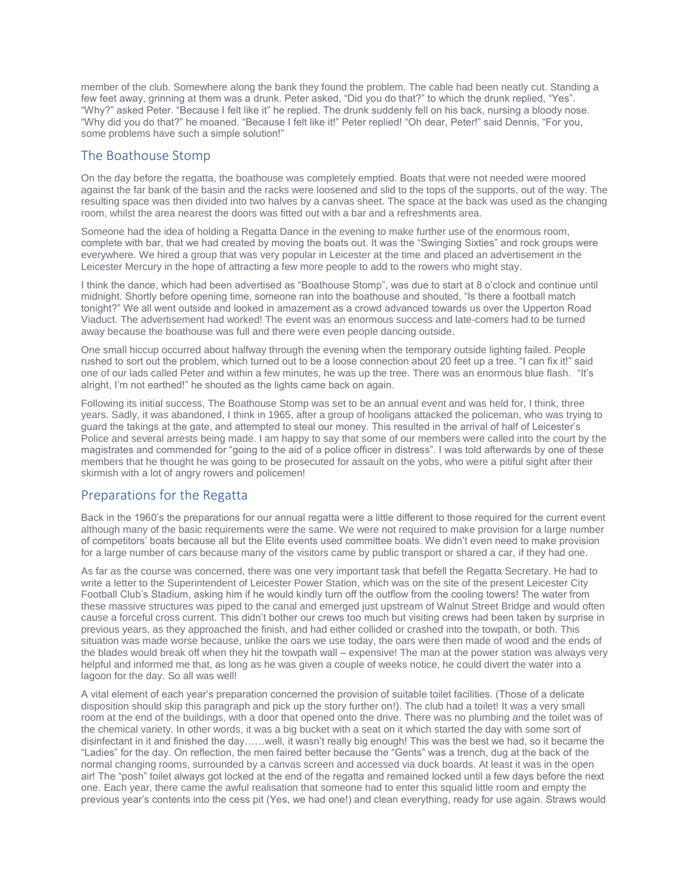member of the club. Somewhere along the bank they found the problem. The cable had been neatly cut. Standing a few feet away, grinning at them was a drunk. Peter asked, "Did you do that?" to which the drunk replied, "Yes". "Why?" asked Peter. "Because I felt like it" he replied. The drunk suddenly fell on his back, nursing a bloody nose. "Why did you do that?" he moaned. "Because I felt like it!" Peter replied! "Oh dear, Peter!" said Dennis, "For you, some problems have such a simple solution!"

## The Boathouse Stomp

On the day before the regatta, the boathouse was completely emptied. Boats that were not needed were moored against the far bank of the basin and the racks were loosened and slid to the tops of the supports, out of the way. The resulting space was then divided into two halves by a canvas sheet. The space at the back was used as the changing room, whilst the area nearest the doors was fitted out with a bar and a refreshments area.

Someone had the idea of holding a Regatta Dance in the evening to make further use of the enormous room, complete with bar, that we had created by moving the boats out. It was the "Swinging Sixties" and rock groups were everywhere. We hired a group that was very popular in Leicester at the time and placed an advertisement in the Leicester Mercury in the hope of attracting a few more people to add to the rowers who might stay.

I think the dance, which had been advertised as "Boathouse Stomp", was due to start at 8 o'clock and continue until midnight. Shortly before opening time, someone ran into the boathouse and shouted, "Is there a football match tonight?" We all went outside and looked in amazement as a crowd advanced towards us over the Upperton Road Viaduct. The advertisement had worked! The event was an enormous success and late-comers had to be turned away because the boathouse was full and there were even people dancing outside.

One small hiccup occurred about halfway through the evening when the temporary outside lighting failed. People rushed to sort out the problem, which turned out to be a loose connection about 20 feet up a tree. "I can fix it!" said one of our lads called Peter and within a few minutes, he was up the tree. There was an enormous blue flash. "It's alright, I'm not earthed!" he shouted as the lights came back on again.

Following its initial success, The Boathouse Stomp was set to be an annual event and was held for, I think, three years. Sadly, it was abandoned, I think in 1965, after a group of hooligans attacked the policeman, who was trying to guard the takings at the gate, and attempted to steal our money. This resulted in the arrival of half of Leicester's Police and several arrests being made. I am happy to say that some of our members were called into the court by the magistrates and commended for "going to the aid of a police officer in distress". I was told afterwards by one of these members that he thought he was going to be prosecuted for assault on the yobs, who were a pitiful sight after their skirmish with a lot of angry rowers and policemen!

## Preparations for the Regatta

Back in the 1960's the preparations for our annual regatta were a little different to those required for the current event although many of the basic requirements were the same. We were not required to make provision for a large number of competitors' boats because all but the Elite events used committee boats. We didn't even need to make provision for a large number of cars because many of the visitors came by public transport or shared a car, if they had one.

As far as the course was concerned, there was one very important task that befell the Regatta Secretary. He had to write a letter to the Superintendent of Leicester Power Station, which was on the site of the present Leicester City Football Club's Stadium, asking him if he would kindly turn off the outflow from the cooling towers! The water from these massive structures was piped to the canal and emerged just upstream of Walnut Street Bridge and would often cause a forceful cross current. This didn't bother our crews too much but visiting crews had been taken by surprise in previous years, as they approached the finish, and had either collided or crashed into the towpath, or both. This situation was made worse because, unlike the oars we use today, the oars were then made of wood and the ends of the blades would break off when they hit the towpath wall – expensive! The man at the power station was always very helpful and informed me that, as long as he was given a couple of weeks notice, he could divert the water into a lagoon for the day. So all was well!

A vital element of each year's preparation concerned the provision of suitable toilet facilities. (Those of a delicate disposition should skip this paragraph and pick up the story further on!). The club had a toilet! It was a very small room at the end of the buildings, with a door that opened onto the drive. There was no plumbing and the toilet was of the chemical variety. In other words, it was a big bucket with a seat on it which started the day with some sort of disinfectant in it and finished the day……well, it wasn't really big enough! This was the best we had, so it became the "Ladies" for the day. On reflection, the men faired better because the "Gents" was a trench, dug at the back of the normal changing rooms, surrounded by a canvas screen and accessed via duck boards. At least it was in the open air! The "posh" toilet always got locked at the end of the regatta and remained locked until a few days before the next one. Each year, there came the awful realisation that someone had to enter this squalid little room and empty the previous year's contents into the cess pit (Yes, we had one!) and clean everything, ready for use again. Straws would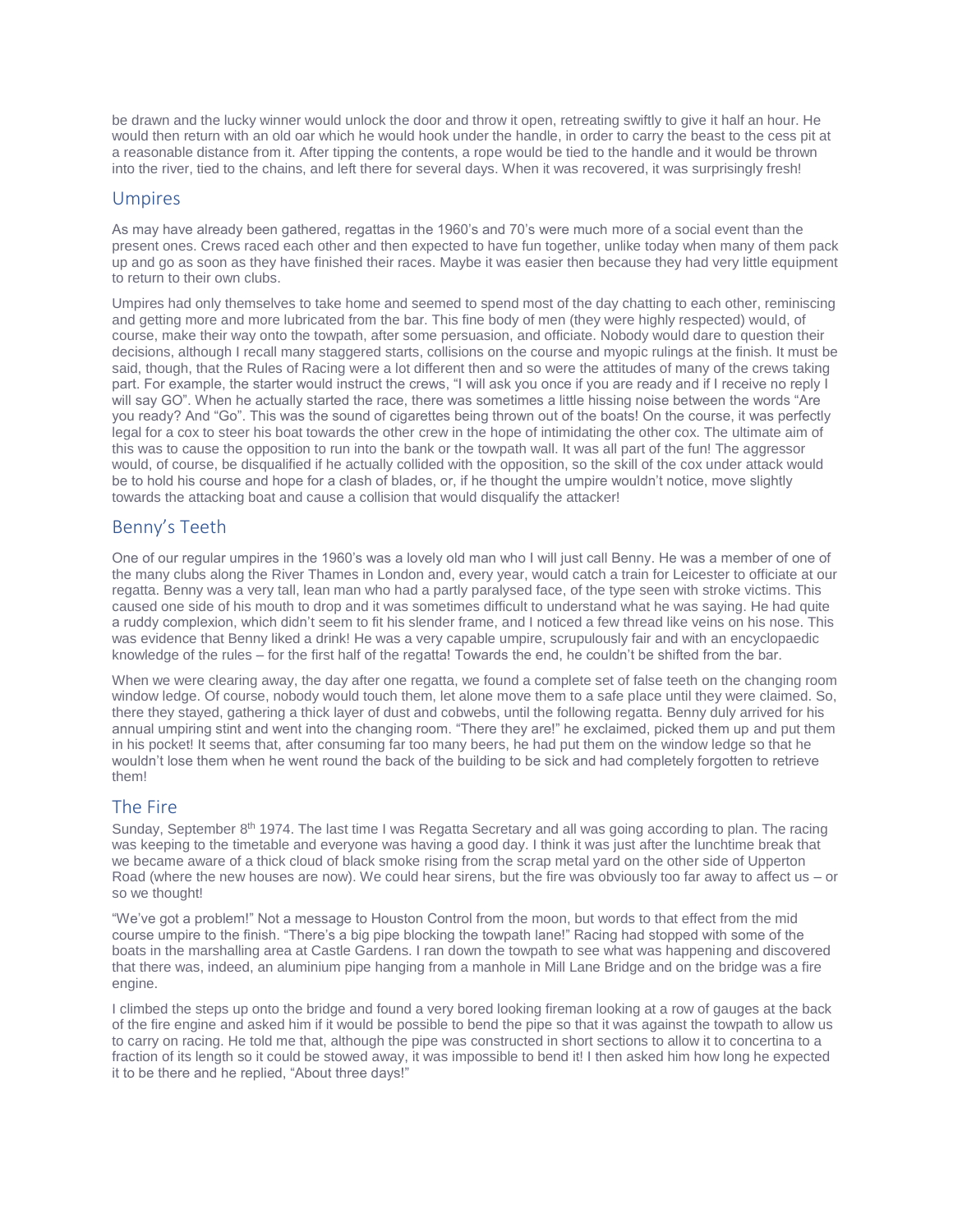be drawn and the lucky winner would unlock the door and throw it open, retreating swiftly to give it half an hour. He would then return with an old oar which he would hook under the handle, in order to carry the beast to the cess pit at a reasonable distance from it. After tipping the contents, a rope would be tied to the handle and it would be thrown into the river, tied to the chains, and left there for several days. When it was recovered, it was surprisingly fresh!

## Umpires

As may have already been gathered, regattas in the 1960's and 70's were much more of a social event than the present ones. Crews raced each other and then expected to have fun together, unlike today when many of them pack up and go as soon as they have finished their races. Maybe it was easier then because they had very little equipment to return to their own clubs.

Umpires had only themselves to take home and seemed to spend most of the day chatting to each other, reminiscing and getting more and more lubricated from the bar. This fine body of men (they were highly respected) would, of course, make their way onto the towpath, after some persuasion, and officiate. Nobody would dare to question their decisions, although I recall many staggered starts, collisions on the course and myopic rulings at the finish. It must be said, though, that the Rules of Racing were a lot different then and so were the attitudes of many of the crews taking part. For example, the starter would instruct the crews, "I will ask you once if you are ready and if I receive no reply I will say GO". When he actually started the race, there was sometimes a little hissing noise between the words "Are you ready? And "Go". This was the sound of cigarettes being thrown out of the boats! On the course, it was perfectly legal for a cox to steer his boat towards the other crew in the hope of intimidating the other cox. The ultimate aim of this was to cause the opposition to run into the bank or the towpath wall. It was all part of the fun! The aggressor would, of course, be disqualified if he actually collided with the opposition, so the skill of the cox under attack would be to hold his course and hope for a clash of blades, or, if he thought the umpire wouldn't notice, move slightly towards the attacking boat and cause a collision that would disqualify the attacker!

## Benny's Teeth

One of our regular umpires in the 1960's was a lovely old man who I will just call Benny. He was a member of one of the many clubs along the River Thames in London and, every year, would catch a train for Leicester to officiate at our regatta. Benny was a very tall, lean man who had a partly paralysed face, of the type seen with stroke victims. This caused one side of his mouth to drop and it was sometimes difficult to understand what he was saying. He had quite a ruddy complexion, which didn't seem to fit his slender frame, and I noticed a few thread like veins on his nose. This was evidence that Benny liked a drink! He was a very capable umpire, scrupulously fair and with an encyclopaedic knowledge of the rules – for the first half of the regatta! Towards the end, he couldn't be shifted from the bar.

When we were clearing away, the day after one regatta, we found a complete set of false teeth on the changing room window ledge. Of course, nobody would touch them, let alone move them to a safe place until they were claimed. So, there they stayed, gathering a thick layer of dust and cobwebs, until the following regatta. Benny duly arrived for his annual umpiring stint and went into the changing room. "There they are!" he exclaimed, picked them up and put them in his pocket! It seems that, after consuming far too many beers, he had put them on the window ledge so that he wouldn't lose them when he went round the back of the building to be sick and had completely forgotten to retrieve them!

## The Fire

Sunday, September 8th 1974. The last time I was Regatta Secretary and all was going according to plan. The racing was keeping to the timetable and everyone was having a good day. I think it was just after the lunchtime break that we became aware of a thick cloud of black smoke rising from the scrap metal yard on the other side of Upperton Road (where the new houses are now). We could hear sirens, but the fire was obviously too far away to affect us – or so we thought!

"We've got a problem!" Not a message to Houston Control from the moon, but words to that effect from the mid course umpire to the finish. "There's a big pipe blocking the towpath lane!" Racing had stopped with some of the boats in the marshalling area at Castle Gardens. I ran down the towpath to see what was happening and discovered that there was, indeed, an aluminium pipe hanging from a manhole in Mill Lane Bridge and on the bridge was a fire engine.

I climbed the steps up onto the bridge and found a very bored looking fireman looking at a row of gauges at the back of the fire engine and asked him if it would be possible to bend the pipe so that it was against the towpath to allow us to carry on racing. He told me that, although the pipe was constructed in short sections to allow it to concertina to a fraction of its length so it could be stowed away, it was impossible to bend it! I then asked him how long he expected it to be there and he replied, "About three days!"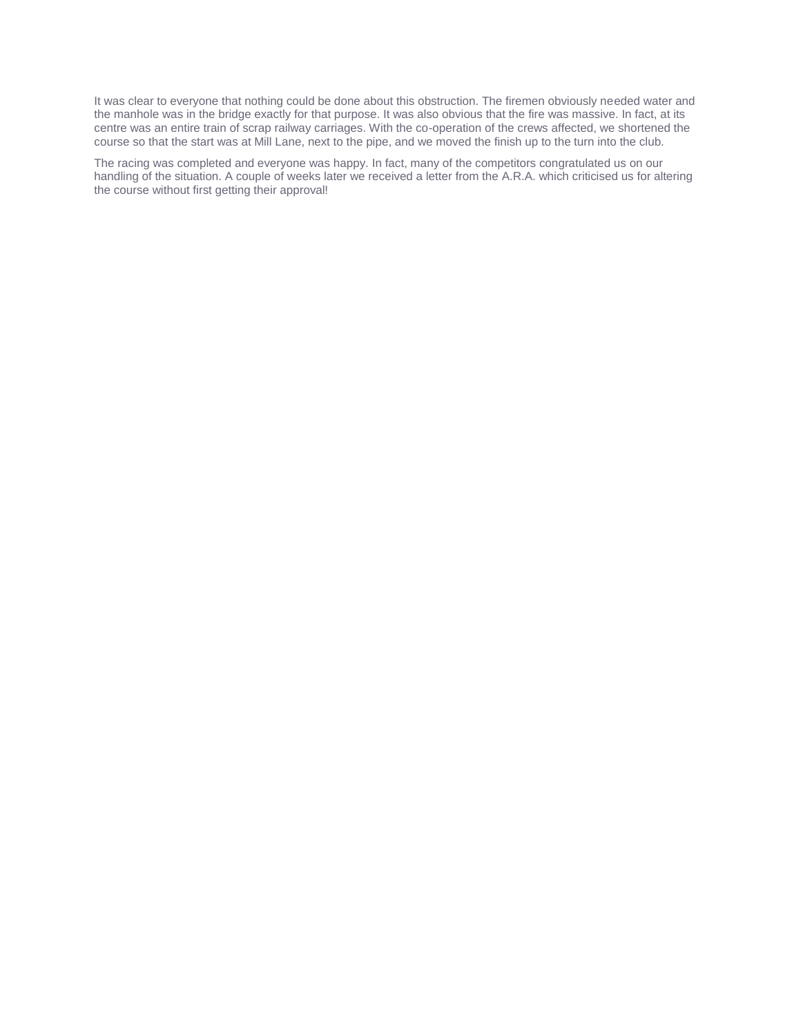It was clear to everyone that nothing could be done about this obstruction. The firemen obviously needed water and the manhole was in the bridge exactly for that purpose. It was also obvious that the fire was massive. In fact, at its centre was an entire train of scrap railway carriages. With the co-operation of the crews affected, we shortened the course so that the start was at Mill Lane, next to the pipe, and we moved the finish up to the turn into the club.

The racing was completed and everyone was happy. In fact, many of the competitors congratulated us on our handling of the situation. A couple of weeks later we received a letter from the A.R.A. which criticised us for altering the course without first getting their approval!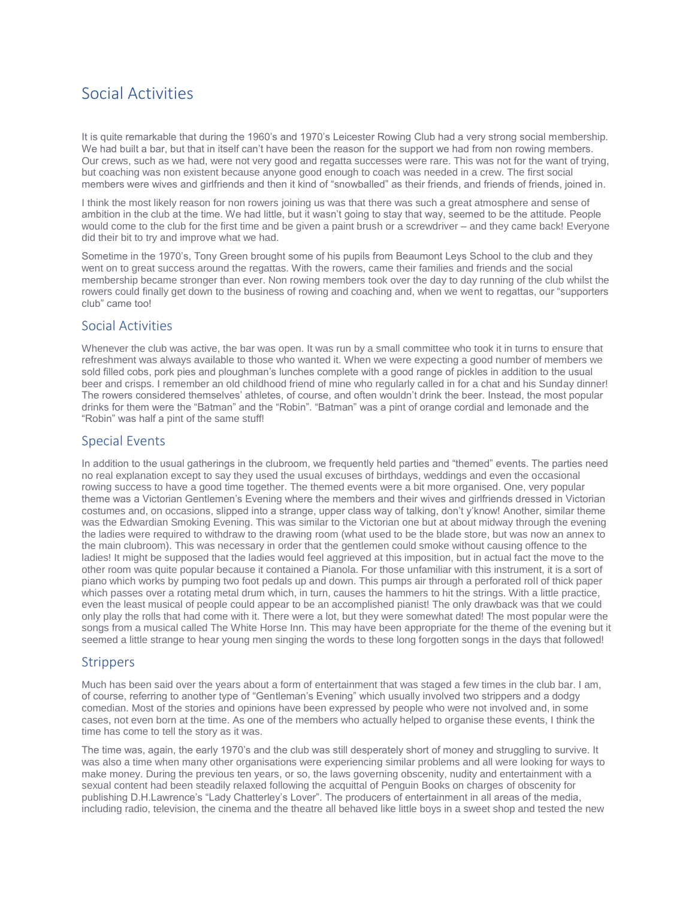# Social Activities

It is quite remarkable that during the 1960's and 1970's Leicester Rowing Club had a very strong social membership. We had built a bar, but that in itself can't have been the reason for the support we had from non rowing members. Our crews, such as we had, were not very good and regatta successes were rare. This was not for the want of trying, but coaching was non existent because anyone good enough to coach was needed in a crew. The first social members were wives and girlfriends and then it kind of "snowballed" as their friends, and friends of friends, joined in.

I think the most likely reason for non rowers joining us was that there was such a great atmosphere and sense of ambition in the club at the time. We had little, but it wasn't going to stay that way, seemed to be the attitude. People would come to the club for the first time and be given a paint brush or a screwdriver – and they came back! Everyone did their bit to try and improve what we had.

Sometime in the 1970's, Tony Green brought some of his pupils from Beaumont Leys School to the club and they went on to great success around the regattas. With the rowers, came their families and friends and the social membership became stronger than ever. Non rowing members took over the day to day running of the club whilst the rowers could finally get down to the business of rowing and coaching and, when we went to regattas, our "supporters club" came too!

## Social Activities

Whenever the club was active, the bar was open. It was run by a small committee who took it in turns to ensure that refreshment was always available to those who wanted it. When we were expecting a good number of members we sold filled cobs, pork pies and ploughman's lunches complete with a good range of pickles in addition to the usual beer and crisps. I remember an old childhood friend of mine who regularly called in for a chat and his Sunday dinner! The rowers considered themselves' athletes, of course, and often wouldn't drink the beer. Instead, the most popular drinks for them were the "Batman" and the "Robin". "Batman" was a pint of orange cordial and lemonade and the "Robin" was half a pint of the same stuff!

## Special Events

In addition to the usual gatherings in the clubroom, we frequently held parties and "themed" events. The parties need no real explanation except to say they used the usual excuses of birthdays, weddings and even the occasional rowing success to have a good time together. The themed events were a bit more organised. One, very popular theme was a Victorian Gentlemen's Evening where the members and their wives and girlfriends dressed in Victorian costumes and, on occasions, slipped into a strange, upper class way of talking, don't y'know! Another, similar theme was the Edwardian Smoking Evening. This was similar to the Victorian one but at about midway through the evening the ladies were required to withdraw to the drawing room (what used to be the blade store, but was now an annex to the main clubroom). This was necessary in order that the gentlemen could smoke without causing offence to the ladies! It might be supposed that the ladies would feel aggrieved at this imposition, but in actual fact the move to the other room was quite popular because it contained a Pianola. For those unfamiliar with this instrument, it is a sort of piano which works by pumping two foot pedals up and down. This pumps air through a perforated roll of thick paper which passes over a rotating metal drum which, in turn, causes the hammers to hit the strings. With a little practice, even the least musical of people could appear to be an accomplished pianist! The only drawback was that we could only play the rolls that had come with it. There were a lot, but they were somewhat dated! The most popular were the songs from a musical called The White Horse Inn. This may have been appropriate for the theme of the evening but it seemed a little strange to hear young men singing the words to these long forgotten songs in the days that followed!

## Strippers

Much has been said over the years about a form of entertainment that was staged a few times in the club bar. I am, of course, referring to another type of "Gentleman's Evening" which usually involved two strippers and a dodgy comedian. Most of the stories and opinions have been expressed by people who were not involved and, in some cases, not even born at the time. As one of the members who actually helped to organise these events, I think the time has come to tell the story as it was.

The time was, again, the early 1970's and the club was still desperately short of money and struggling to survive. It was also a time when many other organisations were experiencing similar problems and all were looking for ways to make money. During the previous ten years, or so, the laws governing obscenity, nudity and entertainment with a sexual content had been steadily relaxed following the acquittal of Penguin Books on charges of obscenity for publishing D.H.Lawrence's "Lady Chatterley's Lover". The producers of entertainment in all areas of the media, including radio, television, the cinema and the theatre all behaved like little boys in a sweet shop and tested the new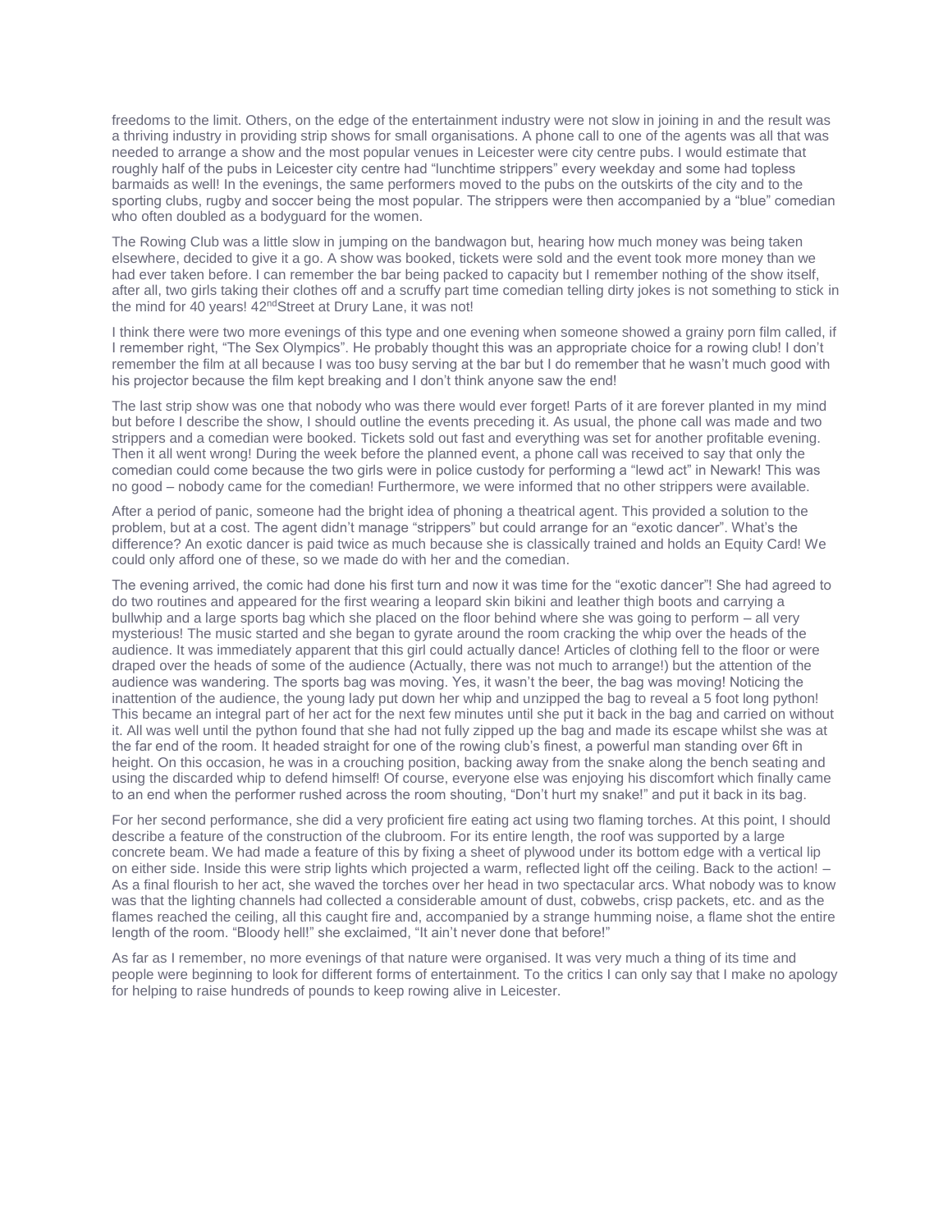freedoms to the limit. Others, on the edge of the entertainment industry were not slow in joining in and the result was a thriving industry in providing strip shows for small organisations. A phone call to one of the agents was all that was needed to arrange a show and the most popular venues in Leicester were city centre pubs. I would estimate that roughly half of the pubs in Leicester city centre had "lunchtime strippers" every weekday and some had topless barmaids as well! In the evenings, the same performers moved to the pubs on the outskirts of the city and to the sporting clubs, rugby and soccer being the most popular. The strippers were then accompanied by a "blue" comedian who often doubled as a bodyguard for the women.

The Rowing Club was a little slow in jumping on the bandwagon but, hearing how much money was being taken elsewhere, decided to give it a go. A show was booked, tickets were sold and the event took more money than we had ever taken before. I can remember the bar being packed to capacity but I remember nothing of the show itself, after all, two girls taking their clothes off and a scruffy part time comedian telling dirty jokes is not something to stick in the mind for 40 years! 42nd Street at Drury Lane, it was not!

I think there were two more evenings of this type and one evening when someone showed a grainy porn film called, if I remember right, "The Sex Olympics". He probably thought this was an appropriate choice for a rowing club! I don't remember the film at all because I was too busy serving at the bar but I do remember that he wasn't much good with his projector because the film kept breaking and I don't think anyone saw the end!

The last strip show was one that nobody who was there would ever forget! Parts of it are forever planted in my mind but before I describe the show, I should outline the events preceding it. As usual, the phone call was made and two strippers and a comedian were booked. Tickets sold out fast and everything was set for another profitable evening. Then it all went wrong! During the week before the planned event, a phone call was received to say that only the comedian could come because the two girls were in police custody for performing a "lewd act" in Newark! This was no good – nobody came for the comedian! Furthermore, we were informed that no other strippers were available.

After a period of panic, someone had the bright idea of phoning a theatrical agent. This provided a solution to the problem, but at a cost. The agent didn't manage "strippers" but could arrange for an "exotic dancer". What's the difference? An exotic dancer is paid twice as much because she is classically trained and holds an Equity Card! We could only afford one of these, so we made do with her and the comedian.

The evening arrived, the comic had done his first turn and now it was time for the "exotic dancer"! She had agreed to do two routines and appeared for the first wearing a leopard skin bikini and leather thigh boots and carrying a bullwhip and a large sports bag which she placed on the floor behind where she was going to perform – all very mysterious! The music started and she began to gyrate around the room cracking the whip over the heads of the audience. It was immediately apparent that this girl could actually dance! Articles of clothing fell to the floor or were draped over the heads of some of the audience (Actually, there was not much to arrange!) but the attention of the audience was wandering. The sports bag was moving. Yes, it wasn't the beer, the bag was moving! Noticing the inattention of the audience, the young lady put down her whip and unzipped the bag to reveal a 5 foot long python! This became an integral part of her act for the next few minutes until she put it back in the bag and carried on without it. All was well until the python found that she had not fully zipped up the bag and made its escape whilst she was at the far end of the room. It headed straight for one of the rowing club's finest, a powerful man standing over 6ft in height. On this occasion, he was in a crouching position, backing away from the snake along the bench seating and using the discarded whip to defend himself! Of course, everyone else was enjoying his discomfort which finally came to an end when the performer rushed across the room shouting, "Don't hurt my snake!" and put it back in its bag.

For her second performance, she did a very proficient fire eating act using two flaming torches. At this point, I should describe a feature of the construction of the clubroom. For its entire length, the roof was supported by a large concrete beam. We had made a feature of this by fixing a sheet of plywood under its bottom edge with a vertical lip on either side. Inside this were strip lights which projected a warm, reflected light off the ceiling. Back to the action! – As a final flourish to her act, she waved the torches over her head in two spectacular arcs. What nobody was to know was that the lighting channels had collected a considerable amount of dust, cobwebs, crisp packets, etc. and as the flames reached the ceiling, all this caught fire and, accompanied by a strange humming noise, a flame shot the entire length of the room. "Bloody hell!" she exclaimed, "It ain't never done that before!"

As far as I remember, no more evenings of that nature were organised. It was very much a thing of its time and people were beginning to look for different forms of entertainment. To the critics I can only say that I make no apology for helping to raise hundreds of pounds to keep rowing alive in Leicester.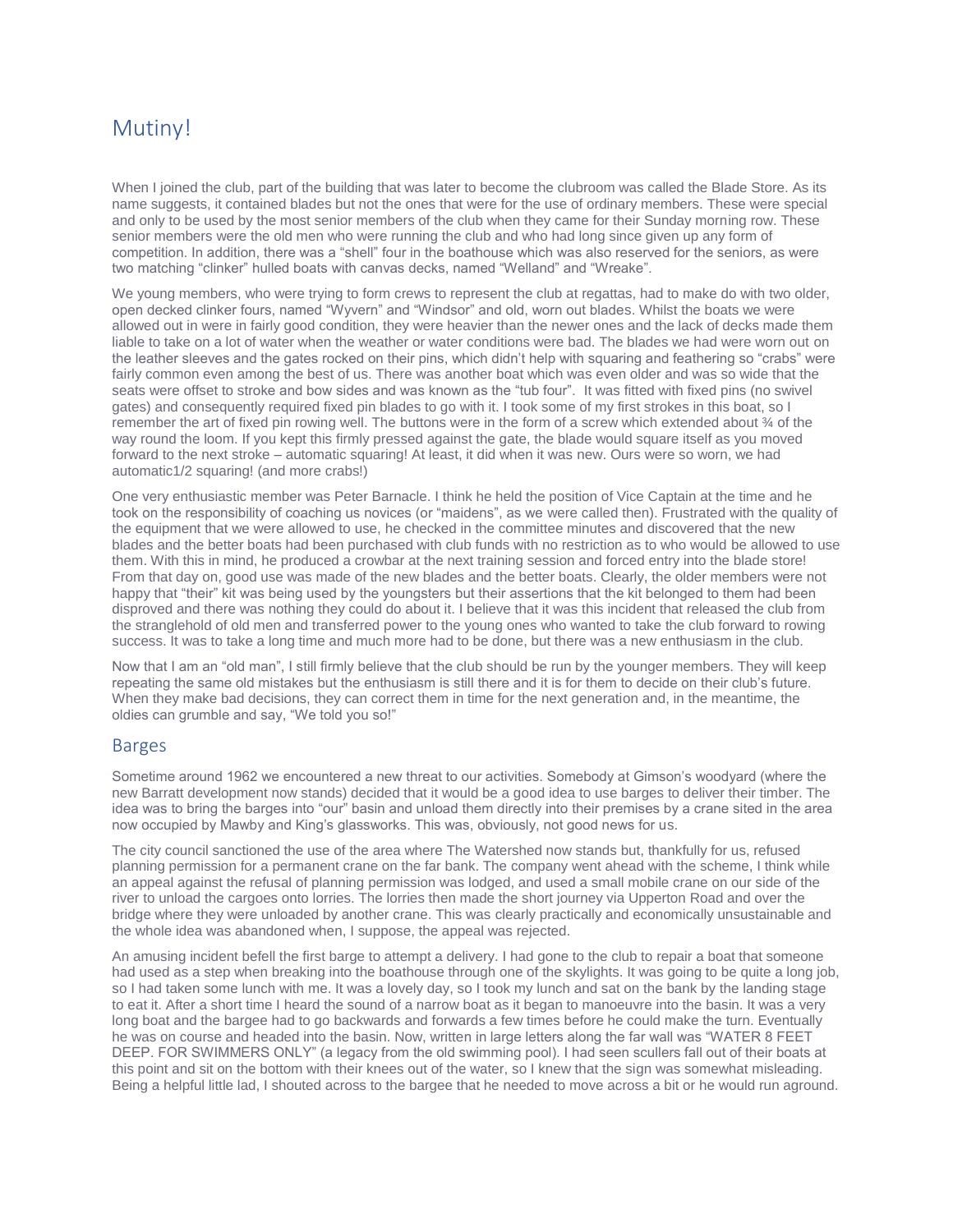## Mutiny!

When I joined the club, part of the building that was later to become the clubroom was called the Blade Store. As its name suggests, it contained blades but not the ones that were for the use of ordinary members. These were special and only to be used by the most senior members of the club when they came for their Sunday morning row. These senior members were the old men who were running the club and who had long since given up any form of competition. In addition, there was a "shell" four in the boathouse which was also reserved for the seniors, as were two matching "clinker" hulled boats with canvas decks, named "Welland" and "Wreake".

We young members, who were trying to form crews to represent the club at regattas, had to make do with two older, open decked clinker fours, named "Wyvern" and "Windsor" and old, worn out blades. Whilst the boats we were allowed out in were in fairly good condition, they were heavier than the newer ones and the lack of decks made them liable to take on a lot of water when the weather or water conditions were bad. The blades we had were worn out on the leather sleeves and the gates rocked on their pins, which didn't help with squaring and feathering so "crabs" were fairly common even among the best of us. There was another boat which was even older and was so wide that the seats were offset to stroke and bow sides and was known as the "tub four". It was fitted with fixed pins (no swivel gates) and consequently required fixed pin blades to go with it. I took some of my first strokes in this boat, so I remember the art of fixed pin rowing well. The buttons were in the form of a screw which extended about ¾ of the way round the loom. If you kept this firmly pressed against the gate, the blade would square itself as you moved forward to the next stroke – automatic squaring! At least, it did when it was new. Ours were so worn, we had automatic1/2 squaring! (and more crabs!)

One very enthusiastic member was Peter Barnacle. I think he held the position of Vice Captain at the time and he took on the responsibility of coaching us novices (or "maidens", as we were called then). Frustrated with the quality of the equipment that we were allowed to use, he checked in the committee minutes and discovered that the new blades and the better boats had been purchased with club funds with no restriction as to who would be allowed to use them. With this in mind, he produced a crowbar at the next training session and forced entry into the blade store! From that day on, good use was made of the new blades and the better boats. Clearly, the older members were not happy that "their" kit was being used by the youngsters but their assertions that the kit belonged to them had been disproved and there was nothing they could do about it. I believe that it was this incident that released the club from the stranglehold of old men and transferred power to the young ones who wanted to take the club forward to rowing success. It was to take a long time and much more had to be done, but there was a new enthusiasm in the club.

Now that I am an "old man", I still firmly believe that the club should be run by the younger members. They will keep repeating the same old mistakes but the enthusiasm is still there and it is for them to decide on their club's future. When they make bad decisions, they can correct them in time for the next generation and, in the meantime, the oldies can grumble and say, "We told you so!"

## Barges

Sometime around 1962 we encountered a new threat to our activities. Somebody at Gimson's woodyard (where the new Barratt development now stands) decided that it would be a good idea to use barges to deliver their timber. The idea was to bring the barges into "our" basin and unload them directly into their premises by a crane sited in the area now occupied by Mawby and King's glassworks. This was, obviously, not good news for us.

The city council sanctioned the use of the area where The Watershed now stands but, thankfully for us, refused planning permission for a permanent crane on the far bank. The company went ahead with the scheme, I think while an appeal against the refusal of planning permission was lodged, and used a small mobile crane on our side of the river to unload the cargoes onto lorries. The lorries then made the short journey via Upperton Road and over the bridge where they were unloaded by another crane. This was clearly practically and economically unsustainable and the whole idea was abandoned when, I suppose, the appeal was rejected.

An amusing incident befell the first barge to attempt a delivery. I had gone to the club to repair a boat that someone had used as a step when breaking into the boathouse through one of the skylights. It was going to be quite a long job, so I had taken some lunch with me. It was a lovely day, so I took my lunch and sat on the bank by the landing stage to eat it. After a short time I heard the sound of a narrow boat as it began to manoeuvre into the basin. It was a very long boat and the bargee had to go backwards and forwards a few times before he could make the turn. Eventually he was on course and headed into the basin. Now, written in large letters along the far wall was "WATER 8 FEET DEEP. FOR SWIMMERS ONLY" (a legacy from the old swimming pool). I had seen scullers fall out of their boats at this point and sit on the bottom with their knees out of the water, so I knew that the sign was somewhat misleading. Being a helpful little lad, I shouted across to the bargee that he needed to move across a bit or he would run aground.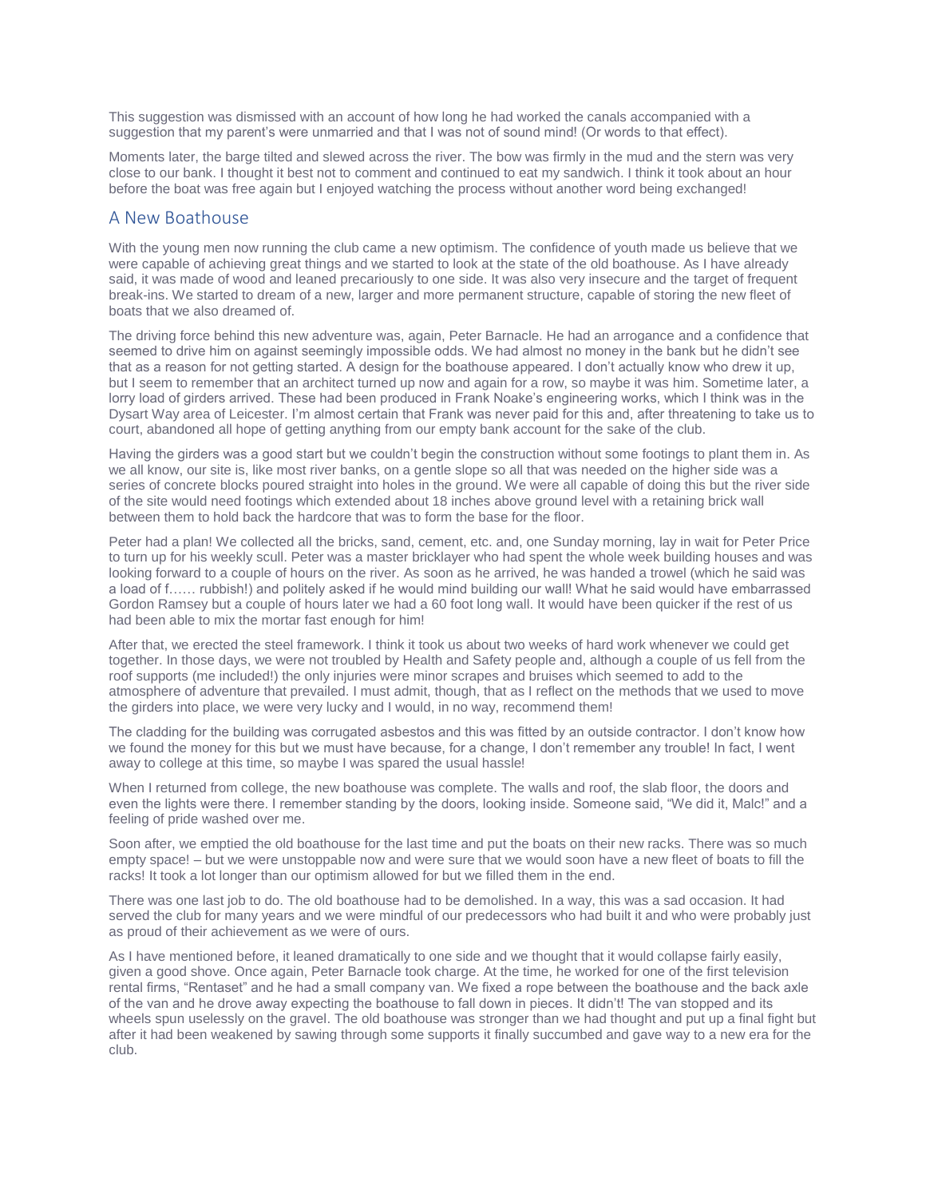This suggestion was dismissed with an account of how long he had worked the canals accompanied with a suggestion that my parent's were unmarried and that I was not of sound mind! (Or words to that effect).

Moments later, the barge tilted and slewed across the river. The bow was firmly in the mud and the stern was very close to our bank. I thought it best not to comment and continued to eat my sandwich. I think it took about an hour before the boat was free again but I enjoyed watching the process without another word being exchanged!

## A New Boathouse

With the young men now running the club came a new optimism. The confidence of youth made us believe that we were capable of achieving great things and we started to look at the state of the old boathouse. As I have already said, it was made of wood and leaned precariously to one side. It was also very insecure and the target of frequent break-ins. We started to dream of a new, larger and more permanent structure, capable of storing the new fleet of boats that we also dreamed of.

The driving force behind this new adventure was, again, Peter Barnacle. He had an arrogance and a confidence that seemed to drive him on against seemingly impossible odds. We had almost no money in the bank but he didn't see that as a reason for not getting started. A design for the boathouse appeared. I don't actually know who drew it up, but I seem to remember that an architect turned up now and again for a row, so maybe it was him. Sometime later, a lorry load of girders arrived. These had been produced in Frank Noake's engineering works, which I think was in the Dysart Way area of Leicester. I'm almost certain that Frank was never paid for this and, after threatening to take us to court, abandoned all hope of getting anything from our empty bank account for the sake of the club.

Having the girders was a good start but we couldn't begin the construction without some footings to plant them in. As we all know, our site is, like most river banks, on a gentle slope so all that was needed on the higher side was a series of concrete blocks poured straight into holes in the ground. We were all capable of doing this but the river side of the site would need footings which extended about 18 inches above ground level with a retaining brick wall between them to hold back the hardcore that was to form the base for the floor.

Peter had a plan! We collected all the bricks, sand, cement, etc. and, one Sunday morning, lay in wait for Peter Price to turn up for his weekly scull. Peter was a master bricklayer who had spent the whole week building houses and was looking forward to a couple of hours on the river. As soon as he arrived, he was handed a trowel (which he said was a load of f…… rubbish!) and politely asked if he would mind building our wall! What he said would have embarrassed Gordon Ramsey but a couple of hours later we had a 60 foot long wall. It would have been quicker if the rest of us had been able to mix the mortar fast enough for him!

After that, we erected the steel framework. I think it took us about two weeks of hard work whenever we could get together. In those days, we were not troubled by Health and Safety people and, although a couple of us fell from the roof supports (me included!) the only injuries were minor scrapes and bruises which seemed to add to the atmosphere of adventure that prevailed. I must admit, though, that as I reflect on the methods that we used to move the girders into place, we were very lucky and I would, in no way, recommend them!

The cladding for the building was corrugated asbestos and this was fitted by an outside contractor. I don't know how we found the money for this but we must have because, for a change, I don't remember any trouble! In fact, I went away to college at this time, so maybe I was spared the usual hassle!

When I returned from college, the new boathouse was complete. The walls and roof, the slab floor, the doors and even the lights were there. I remember standing by the doors, looking inside. Someone said, "We did it, Malc!" and a feeling of pride washed over me.

Soon after, we emptied the old boathouse for the last time and put the boats on their new racks. There was so much empty space! – but we were unstoppable now and were sure that we would soon have a new fleet of boats to fill the racks! It took a lot longer than our optimism allowed for but we filled them in the end.

There was one last job to do. The old boathouse had to be demolished. In a way, this was a sad occasion. It had served the club for many years and we were mindful of our predecessors who had built it and who were probably just as proud of their achievement as we were of ours.

As I have mentioned before, it leaned dramatically to one side and we thought that it would collapse fairly easily, given a good shove. Once again, Peter Barnacle took charge. At the time, he worked for one of the first television rental firms, "Rentaset" and he had a small company van. We fixed a rope between the boathouse and the back axle of the van and he drove away expecting the boathouse to fall down in pieces. It didn't! The van stopped and its wheels spun uselessly on the gravel. The old boathouse was stronger than we had thought and put up a final fight but after it had been weakened by sawing through some supports it finally succumbed and gave way to a new era for the club.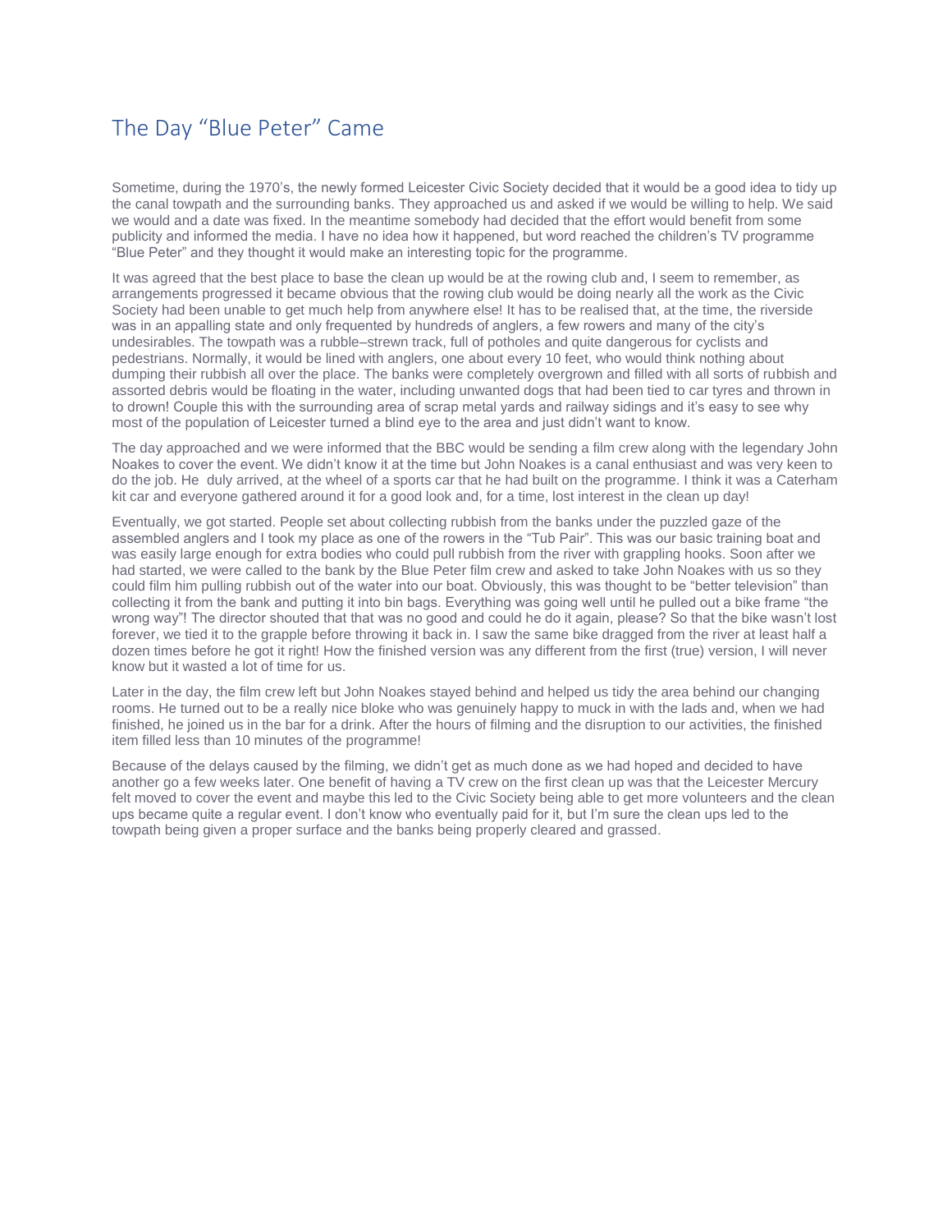# The Day "Blue Peter" Came

Sometime, during the 1970's, the newly formed Leicester Civic Society decided that it would be a good idea to tidy up the canal towpath and the surrounding banks. They approached us and asked if we would be willing to help. We said we would and a date was fixed. In the meantime somebody had decided that the effort would benefit from some publicity and informed the media. I have no idea how it happened, but word reached the children's TV programme "Blue Peter" and they thought it would make an interesting topic for the programme.

It was agreed that the best place to base the clean up would be at the rowing club and, I seem to remember, as arrangements progressed it became obvious that the rowing club would be doing nearly all the work as the Civic Society had been unable to get much help from anywhere else! It has to be realised that, at the time, the riverside was in an appalling state and only frequented by hundreds of anglers, a few rowers and many of the city's undesirables. The towpath was a rubble–strewn track, full of potholes and quite dangerous for cyclists and pedestrians. Normally, it would be lined with anglers, one about every 10 feet, who would think nothing about dumping their rubbish all over the place. The banks were completely overgrown and filled with all sorts of rubbish and assorted debris would be floating in the water, including unwanted dogs that had been tied to car tyres and thrown in to drown! Couple this with the surrounding area of scrap metal yards and railway sidings and it's easy to see why most of the population of Leicester turned a blind eye to the area and just didn't want to know.

The day approached and we were informed that the BBC would be sending a film crew along with the legendary John Noakes to cover the event. We didn't know it at the time but John Noakes is a canal enthusiast and was very keen to do the job. He duly arrived, at the wheel of a sports car that he had built on the programme. I think it was a Caterham kit car and everyone gathered around it for a good look and, for a time, lost interest in the clean up day!

Eventually, we got started. People set about collecting rubbish from the banks under the puzzled gaze of the assembled anglers and I took my place as one of the rowers in the "Tub Pair". This was our basic training boat and was easily large enough for extra bodies who could pull rubbish from the river with grappling hooks. Soon after we had started, we were called to the bank by the Blue Peter film crew and asked to take John Noakes with us so they could film him pulling rubbish out of the water into our boat. Obviously, this was thought to be "better television" than collecting it from the bank and putting it into bin bags. Everything was going well until he pulled out a bike frame "the wrong way"! The director shouted that that was no good and could he do it again, please? So that the bike wasn't lost forever, we tied it to the grapple before throwing it back in. I saw the same bike dragged from the river at least half a dozen times before he got it right! How the finished version was any different from the first (true) version, I will never know but it wasted a lot of time for us.

Later in the day, the film crew left but John Noakes stayed behind and helped us tidy the area behind our changing rooms. He turned out to be a really nice bloke who was genuinely happy to muck in with the lads and, when we had finished, he joined us in the bar for a drink. After the hours of filming and the disruption to our activities, the finished item filled less than 10 minutes of the programme!

Because of the delays caused by the filming, we didn't get as much done as we had hoped and decided to have another go a few weeks later. One benefit of having a TV crew on the first clean up was that the Leicester Mercury felt moved to cover the event and maybe this led to the Civic Society being able to get more volunteers and the clean ups became quite a regular event. I don't know who eventually paid for it, but I'm sure the clean ups led to the towpath being given a proper surface and the banks being properly cleared and grassed.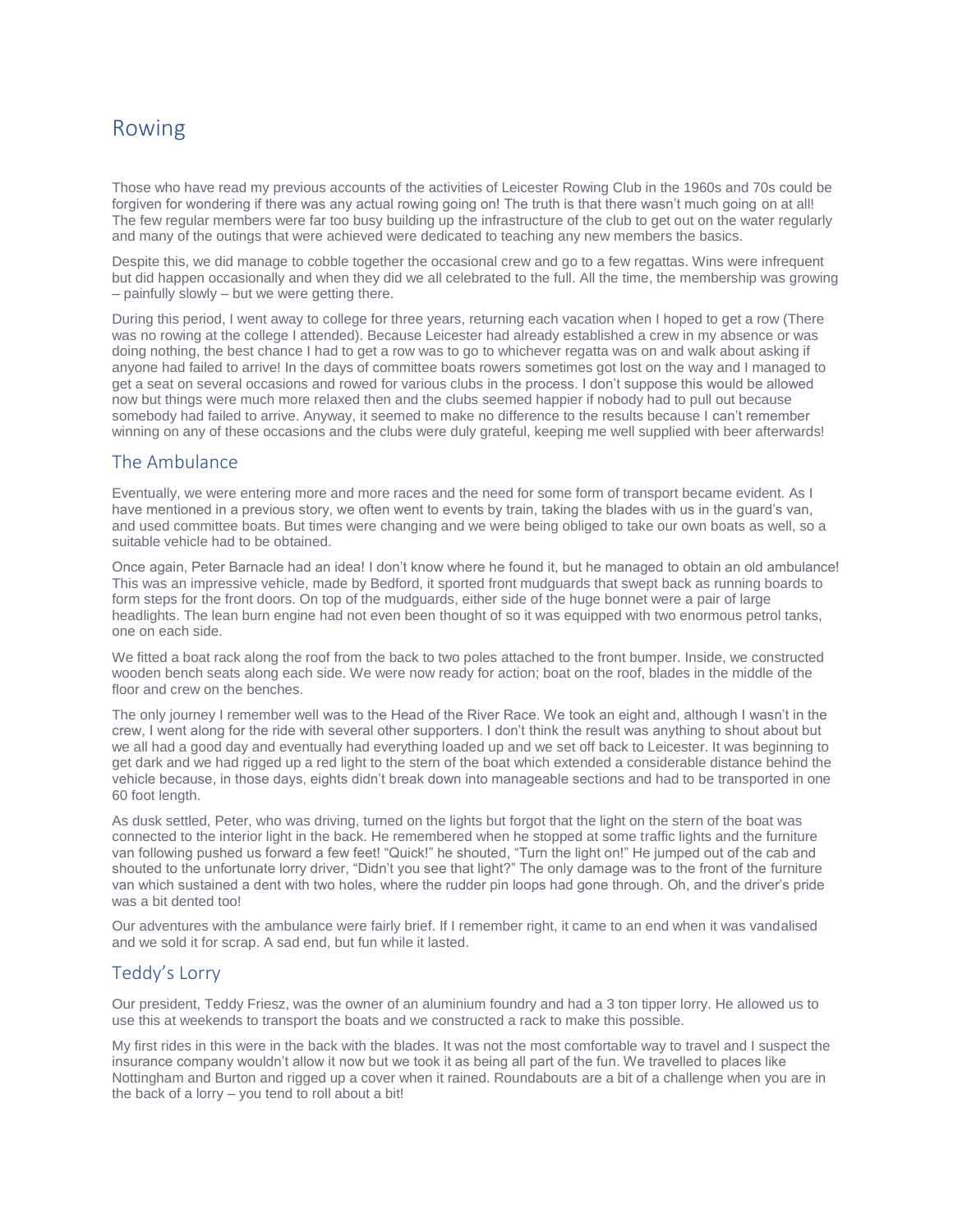# Rowing

Those who have read my previous accounts of the activities of Leicester Rowing Club in the 1960s and 70s could be forgiven for wondering if there was any actual rowing going on! The truth is that there wasn't much going on at all! The few regular members were far too busy building up the infrastructure of the club to get out on the water regularly and many of the outings that were achieved were dedicated to teaching any new members the basics.

Despite this, we did manage to cobble together the occasional crew and go to a few regattas. Wins were infrequent but did happen occasionally and when they did we all celebrated to the full. All the time, the membership was growing – painfully slowly – but we were getting there.

During this period, I went away to college for three years, returning each vacation when I hoped to get a row (There was no rowing at the college I attended). Because Leicester had already established a crew in my absence or was doing nothing, the best chance I had to get a row was to go to whichever regatta was on and walk about asking if anyone had failed to arrive! In the days of committee boats rowers sometimes got lost on the way and I managed to get a seat on several occasions and rowed for various clubs in the process. I don't suppose this would be allowed now but things were much more relaxed then and the clubs seemed happier if nobody had to pull out because somebody had failed to arrive. Anyway, it seemed to make no difference to the results because I can't remember winning on any of these occasions and the clubs were duly grateful, keeping me well supplied with beer afterwards!

## The Ambulance

Eventually, we were entering more and more races and the need for some form of transport became evident. As I have mentioned in a previous story, we often went to events by train, taking the blades with us in the guard's van, and used committee boats. But times were changing and we were being obliged to take our own boats as well, so a suitable vehicle had to be obtained.

Once again, Peter Barnacle had an idea! I don't know where he found it, but he managed to obtain an old ambulance! This was an impressive vehicle, made by Bedford, it sported front mudguards that swept back as running boards to form steps for the front doors. On top of the mudguards, either side of the huge bonnet were a pair of large headlights. The lean burn engine had not even been thought of so it was equipped with two enormous petrol tanks, one on each side.

We fitted a boat rack along the roof from the back to two poles attached to the front bumper. Inside, we constructed wooden bench seats along each side. We were now ready for action; boat on the roof, blades in the middle of the floor and crew on the benches.

The only journey I remember well was to the Head of the River Race. We took an eight and, although I wasn't in the crew, I went along for the ride with several other supporters. I don't think the result was anything to shout about but we all had a good day and eventually had everything loaded up and we set off back to Leicester. It was beginning to get dark and we had rigged up a red light to the stern of the boat which extended a considerable distance behind the vehicle because, in those days, eights didn't break down into manageable sections and had to be transported in one 60 foot length.

As dusk settled, Peter, who was driving, turned on the lights but forgot that the light on the stern of the boat was connected to the interior light in the back. He remembered when he stopped at some traffic lights and the furniture van following pushed us forward a few feet! "Quick!" he shouted, "Turn the light on!" He jumped out of the cab and shouted to the unfortunate lorry driver, "Didn't you see that light?" The only damage was to the front of the furniture van which sustained a dent with two holes, where the rudder pin loops had gone through. Oh, and the driver's pride was a bit dented too!

Our adventures with the ambulance were fairly brief. If I remember right, it came to an end when it was vandalised and we sold it for scrap. A sad end, but fun while it lasted.

## Teddy's Lorry

Our president, Teddy Friesz, was the owner of an aluminium foundry and had a 3 ton tipper lorry. He allowed us to use this at weekends to transport the boats and we constructed a rack to make this possible.

My first rides in this were in the back with the blades. It was not the most comfortable way to travel and I suspect the insurance company wouldn't allow it now but we took it as being all part of the fun. We travelled to places like Nottingham and Burton and rigged up a cover when it rained. Roundabouts are a bit of a challenge when you are in the back of a lorry – you tend to roll about a bit!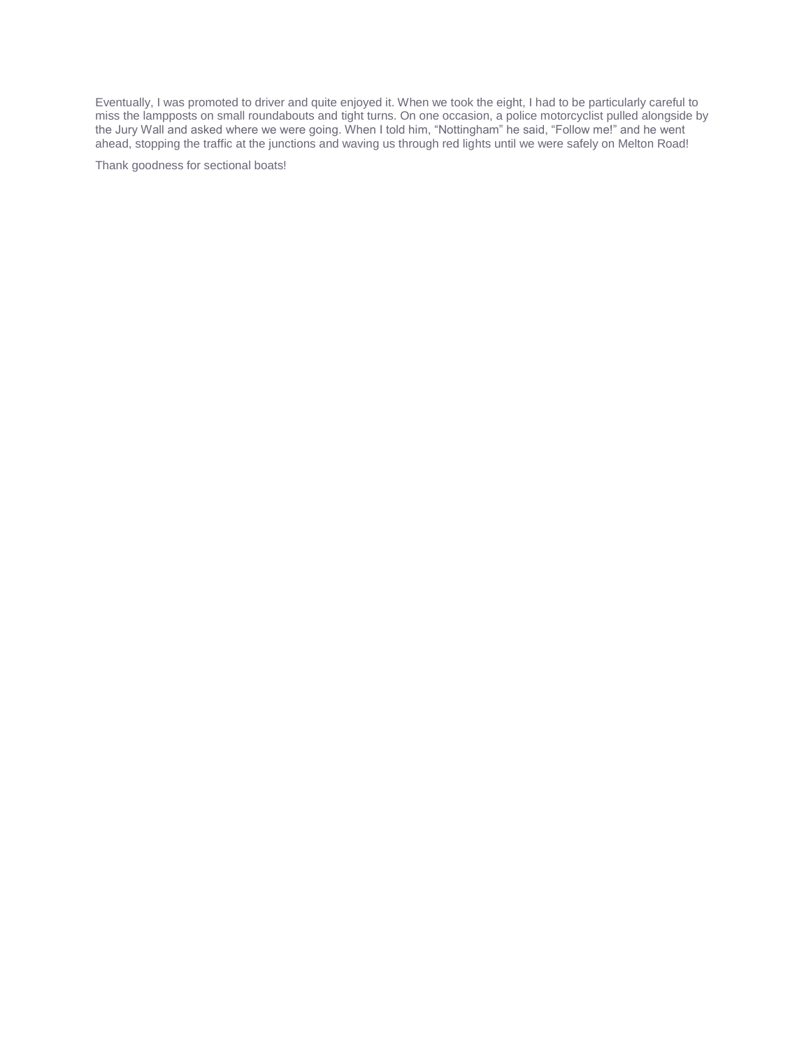Eventually, I was promoted to driver and quite enjoyed it. When we took the eight, I had to be particularly careful to miss the lampposts on small roundabouts and tight turns. On one occasion, a police motorcyclist pulled alongside by the Jury Wall and asked where we were going. When I told him, “Nottingham” he said, “Follow me!” and he went ahead, stopping the traffic at the junctions and waving us through red lights until we were safely on Melton Road!

Thank goodness for sectional boats!